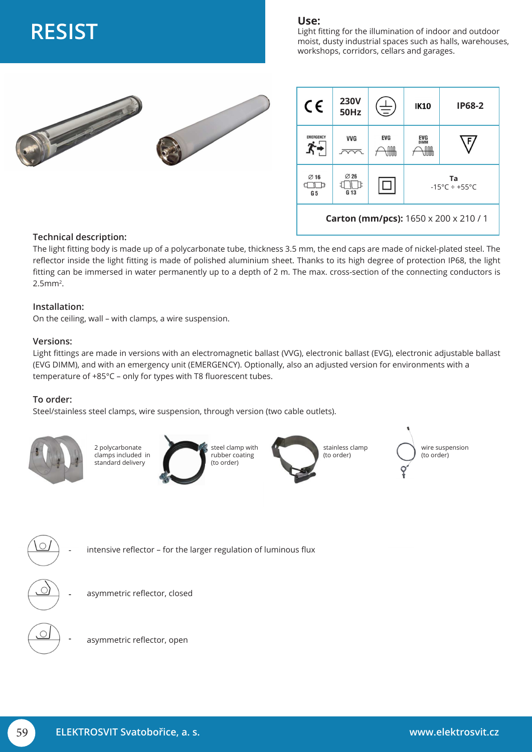# RESIST

## Use:

Light fitting for the illumination of indoor and outdoor moist, dusty industrial spaces such as halls, warehouses, workshops, corridors, cellars and garages.

| CE | 230V 50Hz | ⏚ | IK10 | IP68-2 |
|---|---|---|---|---|
| EMERGENCY | VVG | EVG | EVG DIMM | F |
| Ø 16 G 5 | Ø 26 G 13 | ☐ | Ta -15°C ÷ +55°C | |
| **Carton (mm/pcs):** 1650 x 200 x 210 / 1 | | | | |

## Technical description:

The light fitting body is made up of a polycarbonate tube, thickness 3.5 mm, the end caps are made of nickel-plated steel. The reflector inside the light fitting is made of polished aluminium sheet. Thanks to its high degree of protection IP68, the light fitting can be immersed in water permanently up to a depth of 2 m. The max. cross-section of the connecting conductors is 2.5mm$^2$.

## Installation:

On the ceiling, wall – with clamps, a wire suspension.

## Versions:

Light fittings are made in versions with an electromagnetic ballast (VVG), electronic ballast (EVG), electronic adjustable ballast (EVG DIMM), and with an emergency unit (EMERGENCY). Optionally, also an adjusted version for environments with a temperature of +85°C – only for types with T8 fluorescent tubes.

## To order:

Steel/stainless steel clamps, wire suspension, through version (two cable outlets).

2 polycarbonate clamps included in standard delivery

steel clamp with rubber coating (to order)

stainless clamp (to order)

wire suspension (to order)

- intensive reflector – for the larger regulation of luminous flux
- asymmetric reflector, closed
- asymmetric reflector, open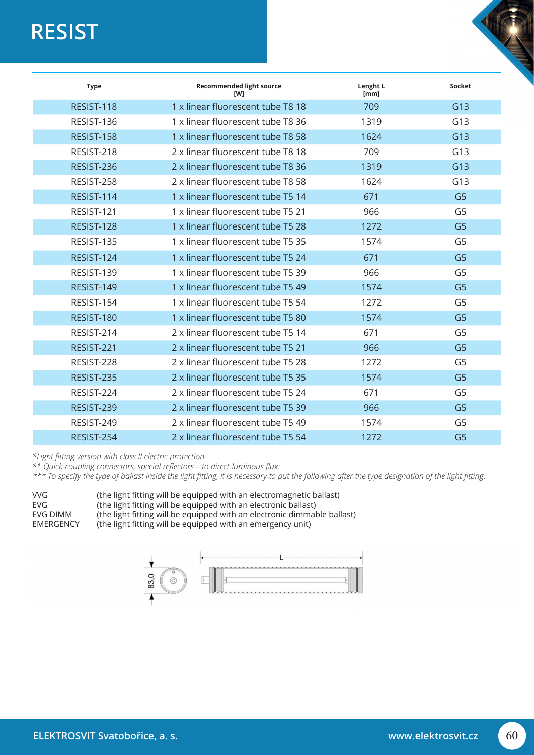# RESIST

| Type | Recommended light source [W] | Lenght L [mm] | Socket |
|---|---|---|---|
| RESIST-118 | 1 x linear fluorescent tube T8 18 | 709 | G13 |
| RESIST-136 | 1 x linear fluorescent tube T8 36 | 1319 | G13 |
| RESIST-158 | 1 x linear fluorescent tube T8 58 | 1624 | G13 |
| RESIST-218 | 2 x linear fluorescent tube T8 18 | 709 | G13 |
| RESIST-236 | 2 x linear fluorescent tube T8 36 | 1319 | G13 |
| RESIST-258 | 2 x linear fluorescent tube T8 58 | 1624 | G13 |
| RESIST-114 | 1 x linear fluorescent tube T5 14 | 671 | G5 |
| RESIST-121 | 1 x linear fluorescent tube T5 21 | 966 | G5 |
| RESIST-128 | 1 x linear fluorescent tube T5 28 | 1272 | G5 |
| RESIST-135 | 1 x linear fluorescent tube T5 35 | 1574 | G5 |
| RESIST-124 | 1 x linear fluorescent tube T5 24 | 671 | G5 |
| RESIST-139 | 1 x linear fluorescent tube T5 39 | 966 | G5 |
| RESIST-149 | 1 x linear fluorescent tube T5 49 | 1574 | G5 |
| RESIST-154 | 1 x linear fluorescent tube T5 54 | 1272 | G5 |
| RESIST-180 | 1 x linear fluorescent tube T5 80 | 1574 | G5 |
| RESIST-214 | 2 x linear fluorescent tube T5 14 | 671 | G5 |
| RESIST-221 | 2 x linear fluorescent tube T5 21 | 966 | G5 |
| RESIST-228 | 2 x linear fluorescent tube T5 28 | 1272 | G5 |
| RESIST-235 | 2 x linear fluorescent tube T5 35 | 1574 | G5 |
| RESIST-224 | 2 x linear fluorescent tube T5 24 | 671 | G5 |
| RESIST-239 | 2 x linear fluorescent tube T5 39 | 966 | G5 |
| RESIST-249 | 2 x linear fluorescent tube T5 49 | 1574 | G5 |
| RESIST-254 | 2 x linear fluorescent tube T5 54 | 1272 | G5 |

*\*Light fitting version with class II electric protection*
*\*\* Quick-coupling connectors, special reflectors – to direct luminous flux:*
*\*\*\* To specify the type of ballast inside the light fitting, it is necessary to put the following after the type designation of the light fitting:*

VVG (the light fitting will be equipped with an electromagnetic ballast)
EVG (the light fitting will be equipped with an electronic ballast)
EVG DIMM (the light fitting will be equipped with an electronic dimmable ballast)
EMERGENCY (the light fitting will be equipped with an emergency unit)

83,0

L

ELEKTROSVIT Svatobořice, a. s.     www.elektrosvit.cz